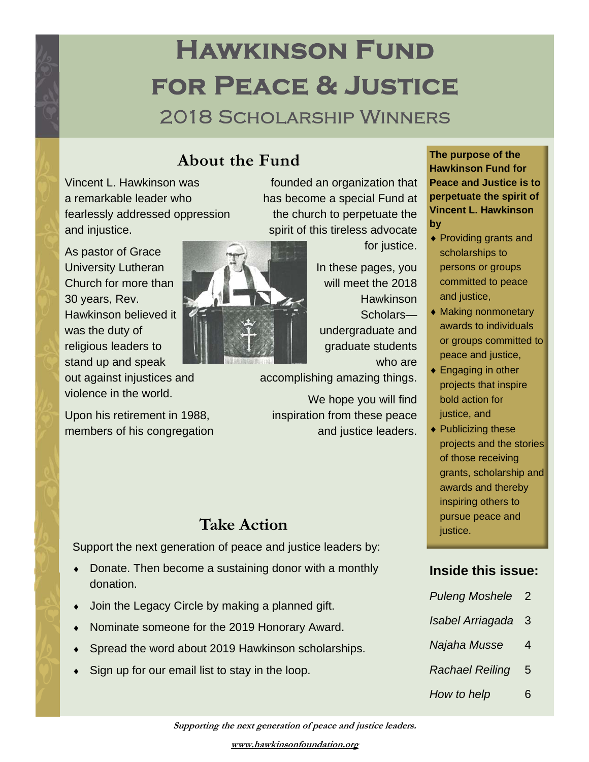# Hawkinson Fund for Peace & Justice

## 2018 Scholarship Winners

### About the Fund

Vincent L. Hawkinson was a remarkable leader who fearlessly addressed oppression and injustice.

As pastor of Grace University Lutheran Church for more than 30 years, Rev. Hawkinson believed it was the duty of religious leaders to stand up and speak out against injustices and violence in the world.

Upon his retirement in 1988, members of his congregation founded an organization that has become a special Fund at the church to perpetuate the spirit of this tireless advocate for justice.

In these pages, you will meet the 2018 Hawkinson Scholars—undergraduate and graduate students who are accomplishing amazing things.

We hope you will find inspiration from these peace and justice leaders.

**The purpose of the Hawkinson Fund for Peace and Justice is to perpetuate the spirit of Vincent L. Hawkinson by**

- Providing grants and scholarships to persons or groups committed to peace and justice,
- Making nonmonetary awards to individuals or groups committed to peace and justice,
- Engaging in other projects that inspire bold action for justice, and
- Publicizing these projects and the stories of those receiving grants, scholarship and awards and thereby inspiring others to pursue peace and justice.

### Take Action

Support the next generation of peace and justice leaders by:

- Donate. Then become a sustaining donor with a monthly donation.
- Join the Legacy Circle by making a planned gift.
- Nominate someone for the 2019 Honorary Award.
- Spread the word about 2019 Hawkinson scholarships.
- Sign up for our email list to stay in the loop.

### Inside this issue:

| | |
|---|---|
| *Puleng Moshele* | 2 |
| *Isabel Arriagada* | 3 |
| *Najaha Musse* | 4 |
| *Rachael Reiling* | 5 |
| *How to help* | 6 |

***Supporting the next generation of peace and justice leaders.***

**www.hawkinsonfoundation.org**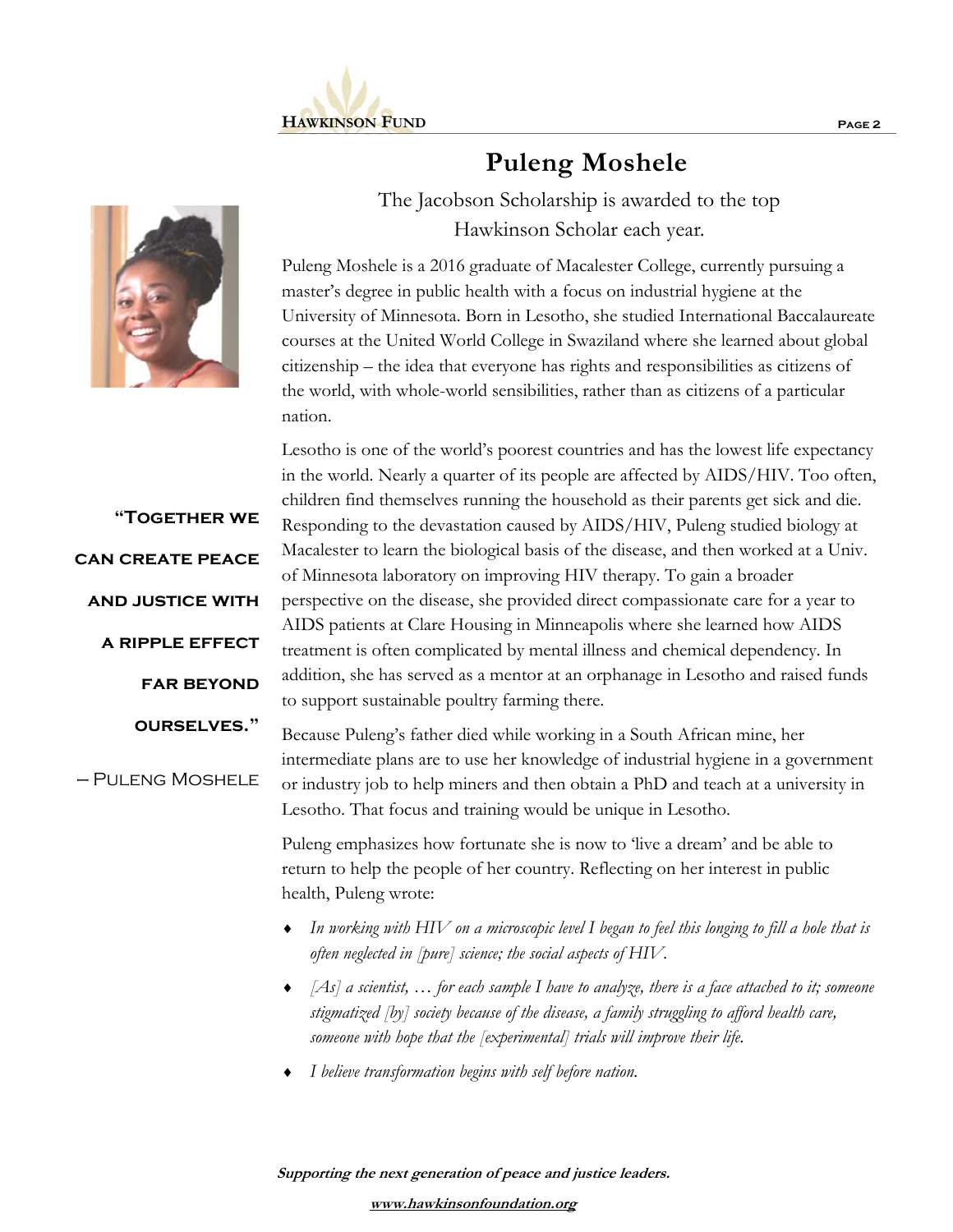# Puleng Moshele

The Jacobson Scholarship is awarded to the top Hawkinson Scholar each year.

Puleng Moshele is a 2016 graduate of Macalester College, currently pursuing a master's degree in public health with a focus on industrial hygiene at the University of Minnesota. Born in Lesotho, she studied International Baccalaureate courses at the United World College in Swaziland where she learned about global citizenship – the idea that everyone has rights and responsibilities as citizens of the world, with whole-world sensibilities, rather than as citizens of a particular nation.

**"Together we can create peace and justice with a ripple effect far beyond ourselves."**

– Puleng Moshele

Lesotho is one of the world's poorest countries and has the lowest life expectancy in the world. Nearly a quarter of its people are affected by AIDS/HIV. Too often, children find themselves running the household as their parents get sick and die. Responding to the devastation caused by AIDS/HIV, Puleng studied biology at Macalester to learn the biological basis of the disease, and then worked at a Univ. of Minnesota laboratory on improving HIV therapy. To gain a broader perspective on the disease, she provided direct compassionate care for a year to AIDS patients at Clare Housing in Minneapolis where she learned how AIDS treatment is often complicated by mental illness and chemical dependency. In addition, she has served as a mentor at an orphanage in Lesotho and raised funds to support sustainable poultry farming there.

Because Puleng's father died while working in a South African mine, her intermediate plans are to use her knowledge of industrial hygiene in a government or industry job to help miners and then obtain a PhD and teach at a university in Lesotho. That focus and training would be unique in Lesotho.

Puleng emphasizes how fortunate she is now to 'live a dream' and be able to return to help the people of her country. Reflecting on her interest in public health, Puleng wrote:

- *In working with HIV on a microscopic level I began to feel this longing to fill a hole that is often neglected in [pure] science; the social aspects of HIV.*
- *[As] a scientist, … for each sample I have to analyze, there is a face attached to it; someone stigmatized [by] society because of the disease, a family struggling to afford health care, someone with hope that the [experimental] trials will improve their life.*
- *I believe transformation begins with self before nation.*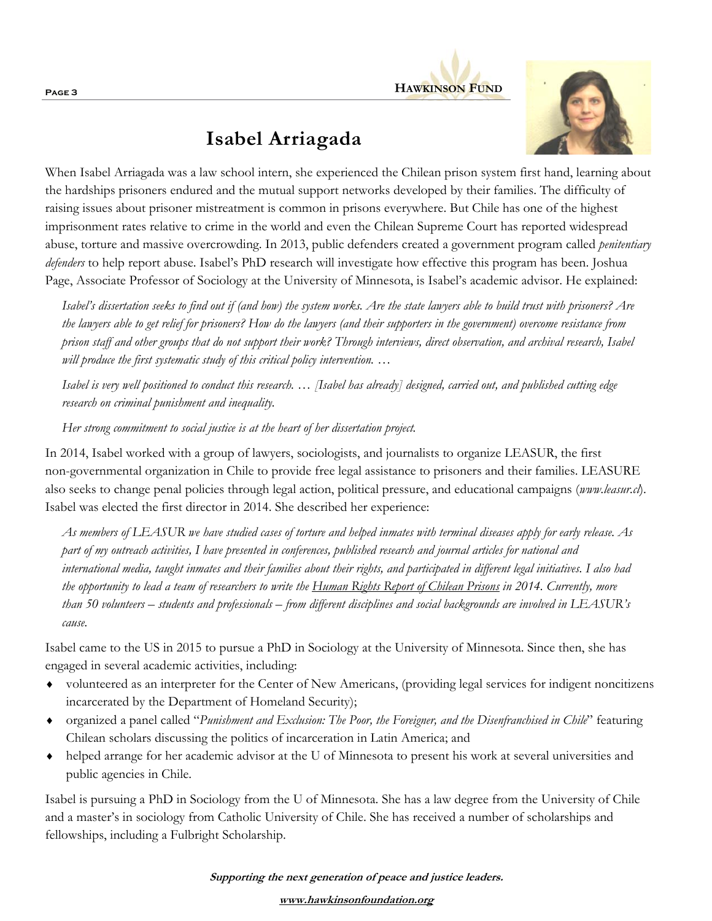# Isabel Arriagada

When Isabel Arriagada was a law school intern, she experienced the Chilean prison system first hand, learning about the hardships prisoners endured and the mutual support networks developed by their families. The difficulty of raising issues about prisoner mistreatment is common in prisons everywhere. But Chile has one of the highest imprisonment rates relative to crime in the world and even the Chilean Supreme Court has reported widespread abuse, torture and massive overcrowding. In 2013, public defenders created a government program called *penitentiary defenders* to help report abuse. Isabel's PhD research will investigate how effective this program has been. Joshua Page, Associate Professor of Sociology at the University of Minnesota, is Isabel's academic advisor. He explained:

> *Isabel's dissertation seeks to find out if (and how) the system works. Are the state lawyers able to build trust with prisoners? Are the lawyers able to get relief for prisoners? How do the lawyers (and their supporters in the government) overcome resistance from prison staff and other groups that do not support their work? Through interviews, direct observation, and archival research, Isabel will produce the first systematic study of this critical policy intervention. …*
>
> *Isabel is very well positioned to conduct this research. … [Isabel has already] designed, carried out, and published cutting edge research on criminal punishment and inequality.*
>
> *Her strong commitment to social justice is at the heart of her dissertation project.*

In 2014, Isabel worked with a group of lawyers, sociologists, and journalists to organize LEASUR, the first non-governmental organization in Chile to provide free legal assistance to prisoners and their families. LEASURE also seeks to change penal policies through legal action, political pressure, and educational campaigns (*www.leasur.cl*). Isabel was elected the first director in 2014. She described her experience:

> *As members of LEASUR we have studied cases of torture and helped inmates with terminal diseases apply for early release. As part of my outreach activities, I have presented in conferences, published research and journal articles for national and international media, taught inmates and their families about their rights, and participated in different legal initiatives. I also had the opportunity to lead a team of researchers to write the Human Rights Report of Chilean Prisons in 2014. Currently, more than 50 volunteers – students and professionals – from different disciplines and social backgrounds are involved in LEASUR's cause.*

Isabel came to the US in 2015 to pursue a PhD in Sociology at the University of Minnesota. Since then, she has engaged in several academic activities, including:

- volunteered as an interpreter for the Center of New Americans, (providing legal services for indigent noncitizens incarcerated by the Department of Homeland Security);
- organized a panel called "*Punishment and Exclusion: The Poor, the Foreigner, and the Disenfranchised in Chile*" featuring Chilean scholars discussing the politics of incarceration in Latin America; and
- helped arrange for her academic advisor at the U of Minnesota to present his work at several universities and public agencies in Chile.

Isabel is pursuing a PhD in Sociology from the U of Minnesota. She has a law degree from the University of Chile and a master's in sociology from Catholic University of Chile. She has received a number of scholarships and fellowships, including a Fulbright Scholarship.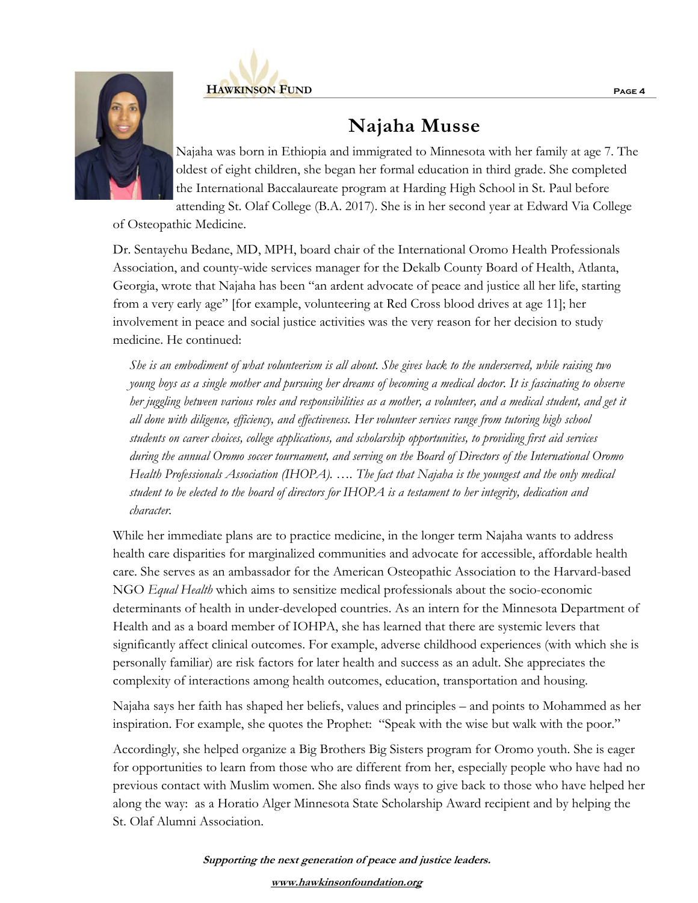# Najaha Musse

Najaha was born in Ethiopia and immigrated to Minnesota with her family at age 7. The oldest of eight children, she began her formal education in third grade. She completed the International Baccalaureate program at Harding High School in St. Paul before attending St. Olaf College (B.A. 2017). She is in her second year at Edward Via College of Osteopathic Medicine.

Dr. Sentayehu Bedane, MD, MPH, board chair of the International Oromo Health Professionals Association, and county-wide services manager for the Dekalb County Board of Health, Atlanta, Georgia, wrote that Najaha has been "an ardent advocate of peace and justice all her life, starting from a very early age" [for example, volunteering at Red Cross blood drives at age 11]; her involvement in peace and social justice activities was the very reason for her decision to study medicine. He continued:

> *She is an embodiment of what volunteerism is all about. She gives back to the underserved, while raising two young boys as a single mother and pursuing her dreams of becoming a medical doctor. It is fascinating to observe her juggling between various roles and responsibilities as a mother, a volunteer, and a medical student, and get it all done with diligence, efficiency, and effectiveness. Her volunteer services range from tutoring high school students on career choices, college applications, and scholarship opportunities, to providing first aid services during the annual Oromo soccer tournament, and serving on the Board of Directors of the International Oromo Health Professionals Association (IHOPA). …. The fact that Najaha is the youngest and the only medical student to be elected to the board of directors for IHOPA is a testament to her integrity, dedication and character.*

While her immediate plans are to practice medicine, in the longer term Najaha wants to address health care disparities for marginalized communities and advocate for accessible, affordable health care. She serves as an ambassador for the American Osteopathic Association to the Harvard-based NGO *Equal Health* which aims to sensitize medical professionals about the socio-economic determinants of health in under-developed countries. As an intern for the Minnesota Department of Health and as a board member of IOHPA, she has learned that there are systemic levers that significantly affect clinical outcomes. For example, adverse childhood experiences (with which she is personally familiar) are risk factors for later health and success as an adult. She appreciates the complexity of interactions among health outcomes, education, transportation and housing.

Najaha says her faith has shaped her beliefs, values and principles – and points to Mohammed as her inspiration. For example, she quotes the Prophet: "Speak with the wise but walk with the poor."

Accordingly, she helped organize a Big Brothers Big Sisters program for Oromo youth. She is eager for opportunities to learn from those who are different from her, especially people who have had no previous contact with Muslim women. She also finds ways to give back to those who have helped her along the way: as a Horatio Alger Minnesota State Scholarship Award recipient and by helping the St. Olaf Alumni Association.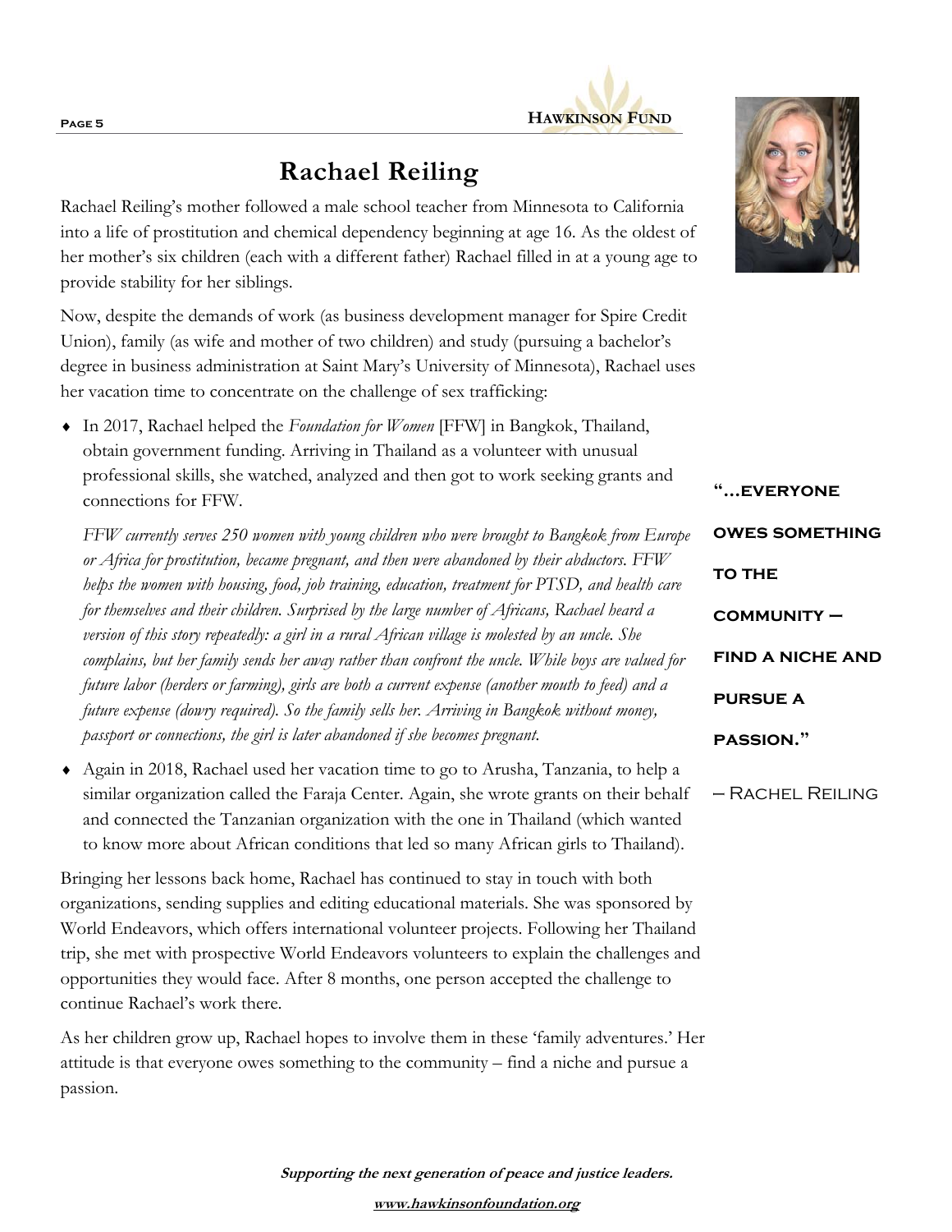# Rachael Reiling

Rachael Reiling's mother followed a male school teacher from Minnesota to California into a life of prostitution and chemical dependency beginning at age 16. As the oldest of her mother's six children (each with a different father) Rachael filled in at a young age to provide stability for her siblings.

Now, despite the demands of work (as business development manager for Spire Credit Union), family (as wife and mother of two children) and study (pursuing a bachelor's degree in business administration at Saint Mary's University of Minnesota), Rachael uses her vacation time to concentrate on the challenge of sex trafficking:

- In 2017, Rachael helped the *Foundation for Women* [FFW] in Bangkok, Thailand, obtain government funding. Arriving in Thailand as a volunteer with unusual professional skills, she watched, analyzed and then got to work seeking grants and connections for FFW.

  *FFW currently serves 250 women with young children who were brought to Bangkok from Europe or Africa for prostitution, became pregnant, and then were abandoned by their abductors. FFW helps the women with housing, food, job training, education, treatment for PTSD, and health care for themselves and their children. Surprised by the large number of Africans, Rachael heard a version of this story repeatedly: a girl in a rural African village is molested by an uncle. She complains, but her family sends her away rather than confront the uncle. While boys are valued for future labor (herders or farming), girls are both a current expense (another mouth to feed) and a future expense (dowry required). So the family sells her. Arriving in Bangkok without money, passport or connections, the girl is later abandoned if she becomes pregnant.*

- Again in 2018, Rachael used her vacation time to go to Arusha, Tanzania, to help a similar organization called the Faraja Center. Again, she wrote grants on their behalf and connected the Tanzanian organization with the one in Thailand (which wanted to know more about African conditions that led so many African girls to Thailand).

Bringing her lessons back home, Rachael has continued to stay in touch with both organizations, sending supplies and editing educational materials. She was sponsored by World Endeavors, which offers international volunteer projects. Following her Thailand trip, she met with prospective World Endeavors volunteers to explain the challenges and opportunities they would face. After 8 months, one person accepted the challenge to continue Rachael's work there.

As her children grow up, Rachael hopes to involve them in these 'family adventures.' Her attitude is that everyone owes something to the community – find a niche and pursue a passion.

> **"…EVERYONE OWES SOMETHING TO THE COMMUNITY – FIND A NICHE AND PURSUE A PASSION."**
>
> – RACHEL REILING

***Supporting the next generation of peace and justice leaders.***

***www.hawkinsonfoundation.org***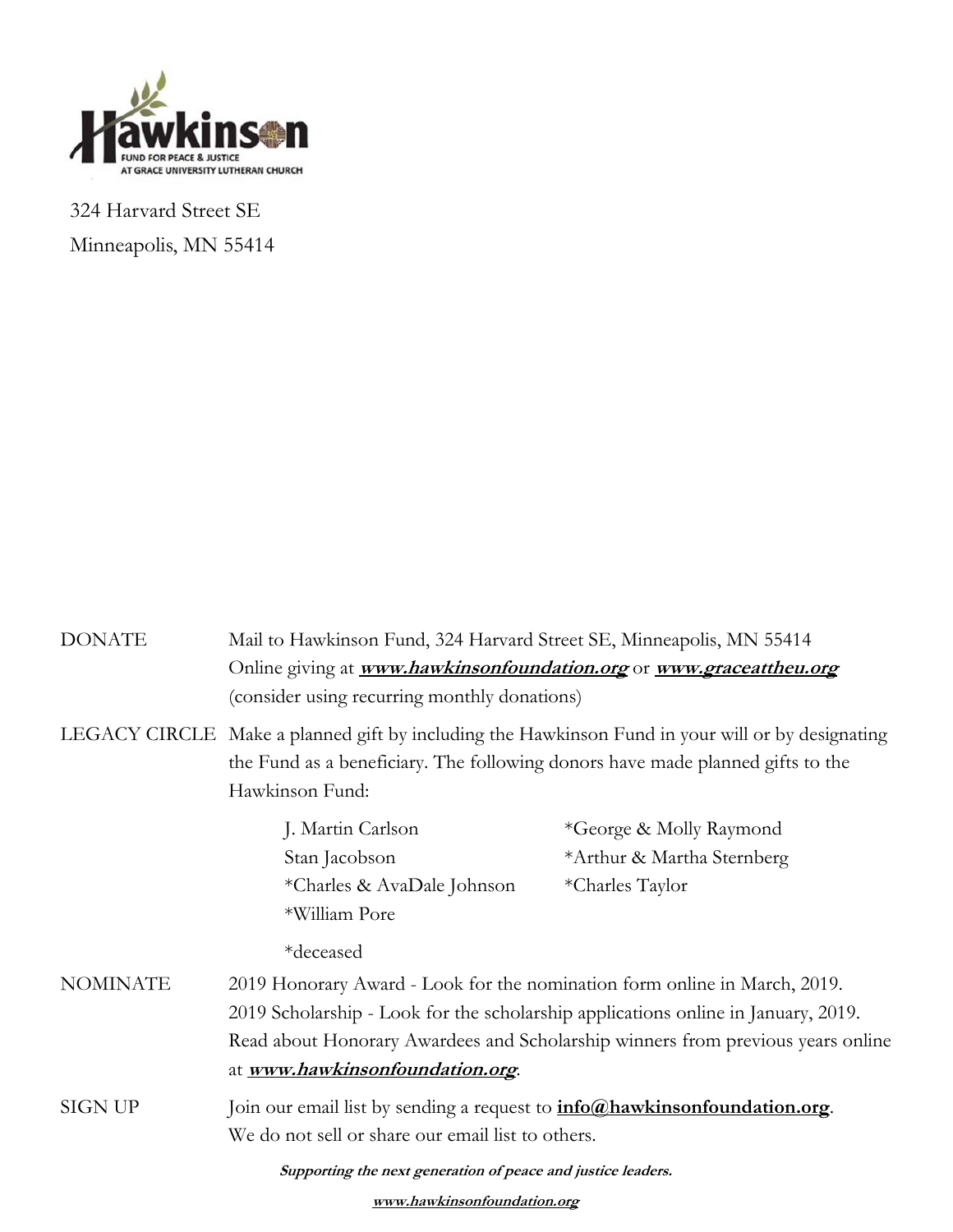Hawkinson
FUND FOR PEACE & JUSTICE
AT GRACE UNIVERSITY LUTHERAN CHURCH

324 Harvard Street SE
Minneapolis, MN 55414

**DONATE**
Mail to Hawkinson Fund, 324 Harvard Street SE, Minneapolis, MN 55414
Online giving at ***www.hawkinsonfoundation.org*** or ***www.graceattheu.org***
(consider using recurring monthly donations)

**LEGACY CIRCLE**
Make a planned gift by including the Hawkinson Fund in your will or by designating the Fund as a beneficiary. The following donors have made planned gifts to the Hawkinson Fund:

| | |
|---|---|
| J. Martin Carlson | *George & Molly Raymond |
| Stan Jacobson | *Arthur & Martha Sternberg |
| *Charles & AvaDale Johnson | *Charles Taylor |
| *William Pore | |

*deceased

**NOMINATE**
2019 Honorary Award - Look for the nomination form online in March, 2019.
2019 Scholarship - Look for the scholarship applications online in January, 2019.
Read about Honorary Awardees and Scholarship winners from previous years online at ***www.hawkinsonfoundation.org***.

**SIGN UP**
Join our email list by sending a request to **info@hawkinsonfoundation.org**.
We do not sell or share our email list to others.

***Supporting the next generation of peace and justice leaders.***

***www.hawkinsonfoundation.org***